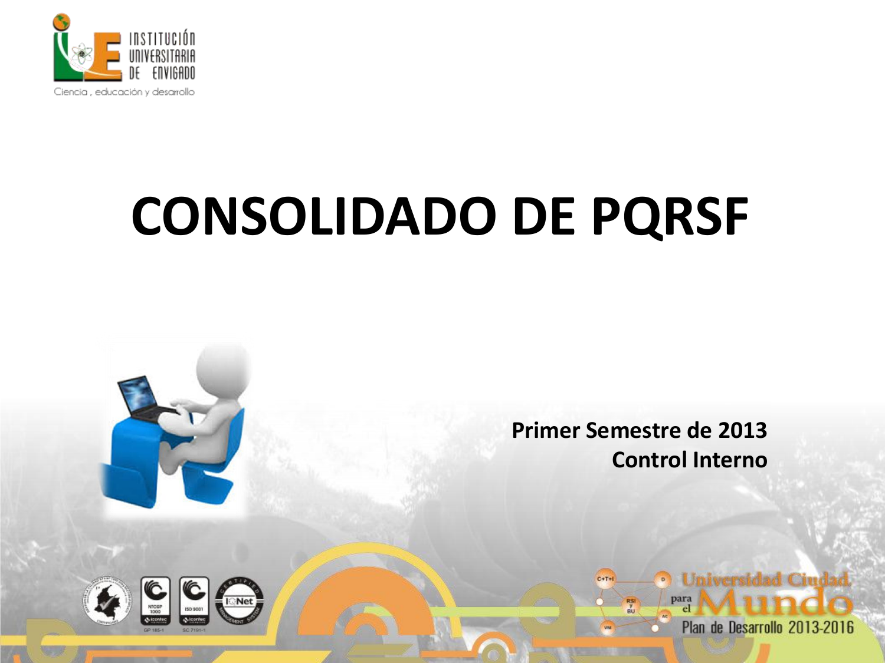# CONSOLIDADO DE PQRSF

**Primer Semestre de 2013**
**Control Interno**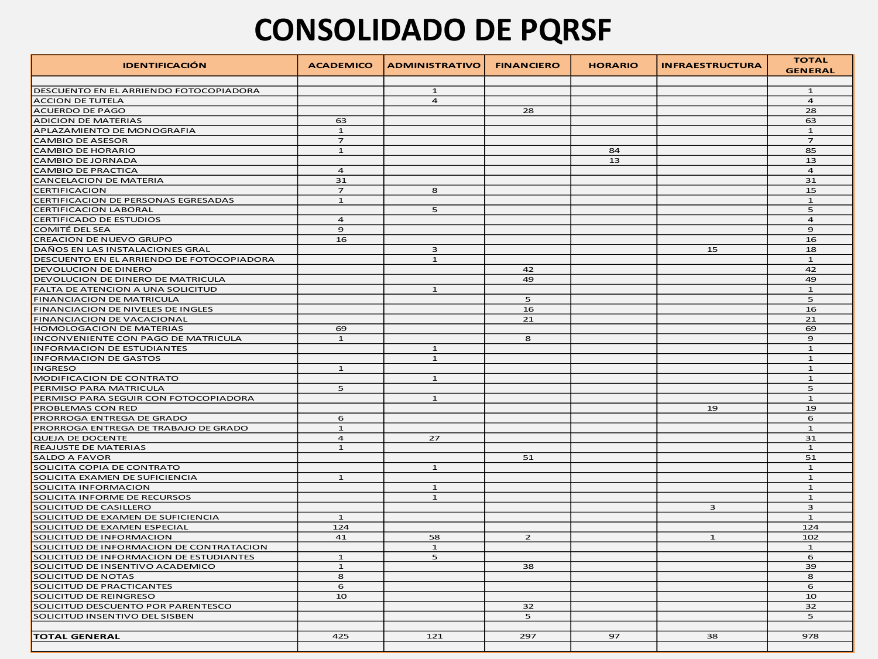# CONSOLIDADO DE PQRSF

| IDENTIFICACIÓN | ACADEMICO | ADMINISTRATIVO | FINANCIERO | HORARIO | INFRAESTRUCTURA | TOTAL GENERAL |
|---|---|---|---|---|---|---|
| | | | | | | |
| DESCUENTO EN EL ARRIENDO FOTOCOPIADORA | | 1 | | | | 1 |
| ACCION DE TUTELA | | 4 | | | | 4 |
| ACUERDO DE PAGO | | | 28 | | | 28 |
| ADICION DE MATERIAS | 63 | | | | | 63 |
| APLAZAMIENTO DE MONOGRAFIA | 1 | | | | | 1 |
| CAMBIO DE ASESOR | 7 | | | | | 7 |
| CAMBIO DE HORARIO | 1 | | | 84 | | 85 |
| CAMBIO DE JORNADA | | | | 13 | | 13 |
| CAMBIO DE PRACTICA | 4 | | | | | 4 |
| CANCELACION DE MATERIA | 31 | | | | | 31 |
| CERTIFICACION | 7 | 8 | | | | 15 |
| CERTIFICACION DE PERSONAS EGRESADAS | 1 | | | | | 1 |
| CERTIFICACION LABORAL | | 5 | | | | 5 |
| CERTIFICADO DE ESTUDIOS | 4 | | | | | 4 |
| COMITÉ DEL SEA | 9 | | | | | 9 |
| CREACION DE NUEVO GRUPO | 16 | | | | | 16 |
| DAÑOS EN LAS INSTALACIONES GRAL | | 3 | | | 15 | 18 |
| DESCUENTO EN EL ARRIENDO DE FOTOCOPIADORA | | 1 | | | | 1 |
| DEVOLUCION DE DINERO | | | 42 | | | 42 |
| DEVOLUCION DE DINERO DE MATRICULA | | | 49 | | | 49 |
| FALTA DE ATENCION A UNA SOLICITUD | | 1 | | | | 1 |
| FINANCIACION DE MATRICULA | | | 5 | | | 5 |
| FINANCIACION DE NIVELES DE INGLES | | | 16 | | | 16 |
| FINANCIACION DE VACACIONAL | | | 21 | | | 21 |
| HOMOLOGACION DE MATERIAS | 69 | | | | | 69 |
| INCONVENIENTE CON PAGO DE MATRICULA | 1 | | 8 | | | 9 |
| INFORMACION DE ESTUDIANTES | | 1 | | | | 1 |
| INFORMACION DE GASTOS | | 1 | | | | 1 |
| INGRESO | 1 | | | | | 1 |
| MODIFICACION DE CONTRATO | | 1 | | | | 1 |
| PERMISO PARA MATRICULA | 5 | | | | | 5 |
| PERMISO PARA SEGUIR CON FOTOCOPIADORA | | 1 | | | | 1 |
| PROBLEMAS CON RED | | | | | 19 | 19 |
| PRORROGA ENTREGA DE GRADO | 6 | | | | | 6 |
| PRORROGA ENTREGA DE TRABAJO DE GRADO | 1 | | | | | 1 |
| QUEJA DE DOCENTE | 4 | 27 | | | | 31 |
| REAJUSTE DE MATERIAS | 1 | | | | | 1 |
| SALDO A FAVOR | | | 51 | | | 51 |
| SOLICITA COPIA DE CONTRATO | | 1 | | | | 1 |
| SOLICITA EXAMEN DE SUFICIENCIA | 1 | | | | | 1 |
| SOLICITA INFORMACION | | 1 | | | | 1 |
| SOLICITA INFORME DE RECURSOS | | 1 | | | | 1 |
| SOLICITUD DE CASILLERO | | | | | 3 | 3 |
| SOLICITUD DE EXAMEN DE SUFICIENCIA | 1 | | | | | 1 |
| SOLICITUD DE EXAMEN ESPECIAL | 124 | | | | | 124 |
| SOLICITUD DE INFORMACION | 41 | 58 | 2 | | 1 | 102 |
| SOLICITUD DE INFORMACION DE CONTRATACION | | 1 | | | | 1 |
| SOLICITUD DE INFORMACION DE ESTUDIANTES | 1 | 5 | | | | 6 |
| SOLICITUD DE INSENTIVO ACADEMICO | 1 | | 38 | | | 39 |
| SOLICITUD DE NOTAS | 8 | | | | | 8 |
| SOLICITUD DE PRACTICANTES | 6 | | | | | 6 |
| SOLICITUD DE REINGRESO | 10 | | | | | 10 |
| SOLICITUD DESCUENTO POR PARENTESCO | | | 32 | | | 32 |
| SOLICITUD INSENTIVO DEL SISBEN | | | 5 | | | 5 |
| | | | | | | |
| **TOTAL GENERAL** | 425 | 121 | 297 | 97 | 38 | 978 |
| | | | | | | |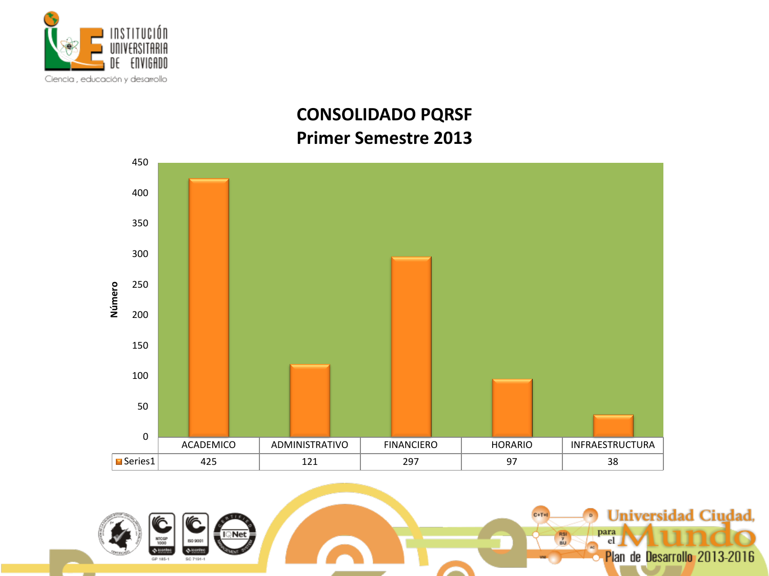# CONSOLIDADO PQRSF
## Primer Semestre 2013

Número

450
400
350
300
250
200
150
100
50
0

ACADEMICO
ADMINISTRATIVO
FINANCIERO
HORARIO
INFRAESTRUCTURA

Series1
425
121
297
97
38